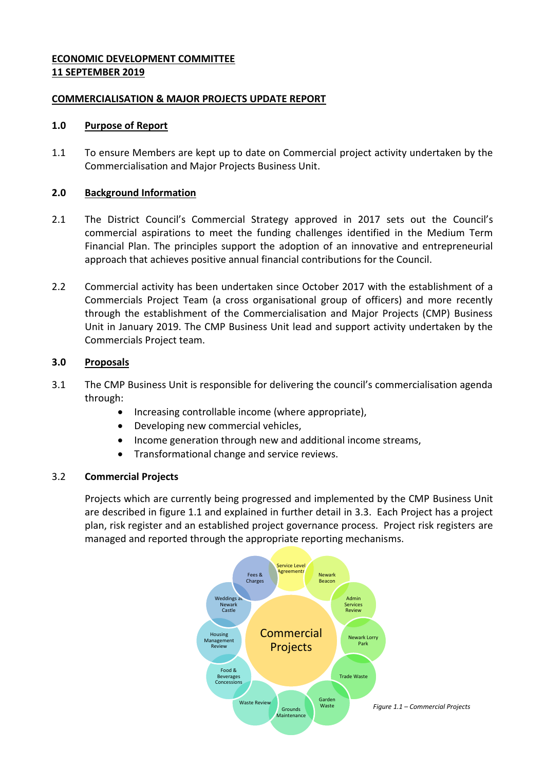**ECONOMIC DEVELOPMENT COMMITTEE**
**11 SEPTEMBER 2019**

**COMMERCIALISATION & MAJOR PROJECTS UPDATE REPORT**

## 1.0 Purpose of Report

1.1 To ensure Members are kept up to date on Commercial project activity undertaken by the Commercialisation and Major Projects Business Unit.

## 2.0 Background Information

2.1 The District Council's Commercial Strategy approved in 2017 sets out the Council's commercial aspirations to meet the funding challenges identified in the Medium Term Financial Plan. The principles support the adoption of an innovative and entrepreneurial approach that achieves positive annual financial contributions for the Council.

2.2 Commercial activity has been undertaken since October 2017 with the establishment of a Commercials Project Team (a cross organisational group of officers) and more recently through the establishment of the Commercialisation and Major Projects (CMP) Business Unit in January 2019. The CMP Business Unit lead and support activity undertaken by the Commercials Project team.

## 3.0 Proposals

3.1 The CMP Business Unit is responsible for delivering the council's commercialisation agenda through:

- Increasing controllable income (where appropriate),
- Developing new commercial vehicles,
- Income generation through new and additional income streams,
- Transformational change and service reviews.

3.2 **Commercial Projects**

Projects which are currently being progressed and implemented by the CMP Business Unit are described in figure 1.1 and explained in further detail in 3.3. Each Project has a project plan, risk register and an established project governance process. Project risk registers are managed and reported through the appropriate reporting mechanisms.

Commercial Projects: Service Level Agreements; Newark Beacon; Admin Services Review; Newark Lorry Park; Trade Waste; Garden Waste; Grounds Maintenance; Waste Review; Food & Beverages Concessions; Housing Management Review; Weddings at Newark Castle; Fees & Charges

*Figure 1.1 – Commercial Projects*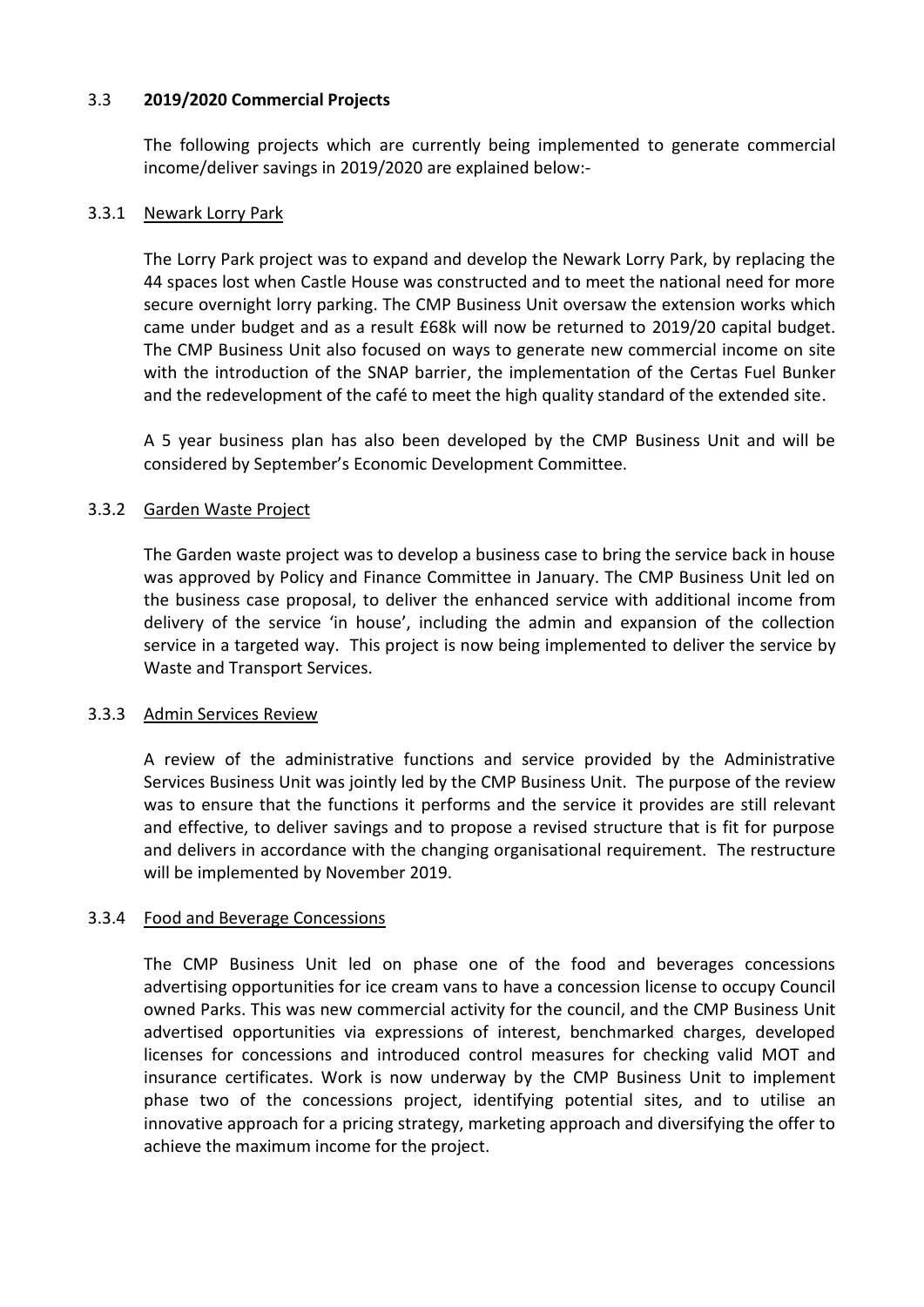## 3.3 **2019/2020 Commercial Projects**

The following projects which are currently being implemented to generate commercial income/deliver savings in 2019/2020 are explained below:-

### 3.3.1 Newark Lorry Park

The Lorry Park project was to expand and develop the Newark Lorry Park, by replacing the 44 spaces lost when Castle House was constructed and to meet the national need for more secure overnight lorry parking. The CMP Business Unit oversaw the extension works which came under budget and as a result £68k will now be returned to 2019/20 capital budget. The CMP Business Unit also focused on ways to generate new commercial income on site with the introduction of the SNAP barrier, the implementation of the Certas Fuel Bunker and the redevelopment of the café to meet the high quality standard of the extended site.

A 5 year business plan has also been developed by the CMP Business Unit and will be considered by September's Economic Development Committee.

### 3.3.2 Garden Waste Project

The Garden waste project was to develop a business case to bring the service back in house was approved by Policy and Finance Committee in January. The CMP Business Unit led on the business case proposal, to deliver the enhanced service with additional income from delivery of the service 'in house', including the admin and expansion of the collection service in a targeted way. This project is now being implemented to deliver the service by Waste and Transport Services.

### 3.3.3 Admin Services Review

A review of the administrative functions and service provided by the Administrative Services Business Unit was jointly led by the CMP Business Unit. The purpose of the review was to ensure that the functions it performs and the service it provides are still relevant and effective, to deliver savings and to propose a revised structure that is fit for purpose and delivers in accordance with the changing organisational requirement. The restructure will be implemented by November 2019.

### 3.3.4 Food and Beverage Concessions

The CMP Business Unit led on phase one of the food and beverages concessions advertising opportunities for ice cream vans to have a concession license to occupy Council owned Parks. This was new commercial activity for the council, and the CMP Business Unit advertised opportunities via expressions of interest, benchmarked charges, developed licenses for concessions and introduced control measures for checking valid MOT and insurance certificates. Work is now underway by the CMP Business Unit to implement phase two of the concessions project, identifying potential sites, and to utilise an innovative approach for a pricing strategy, marketing approach and diversifying the offer to achieve the maximum income for the project.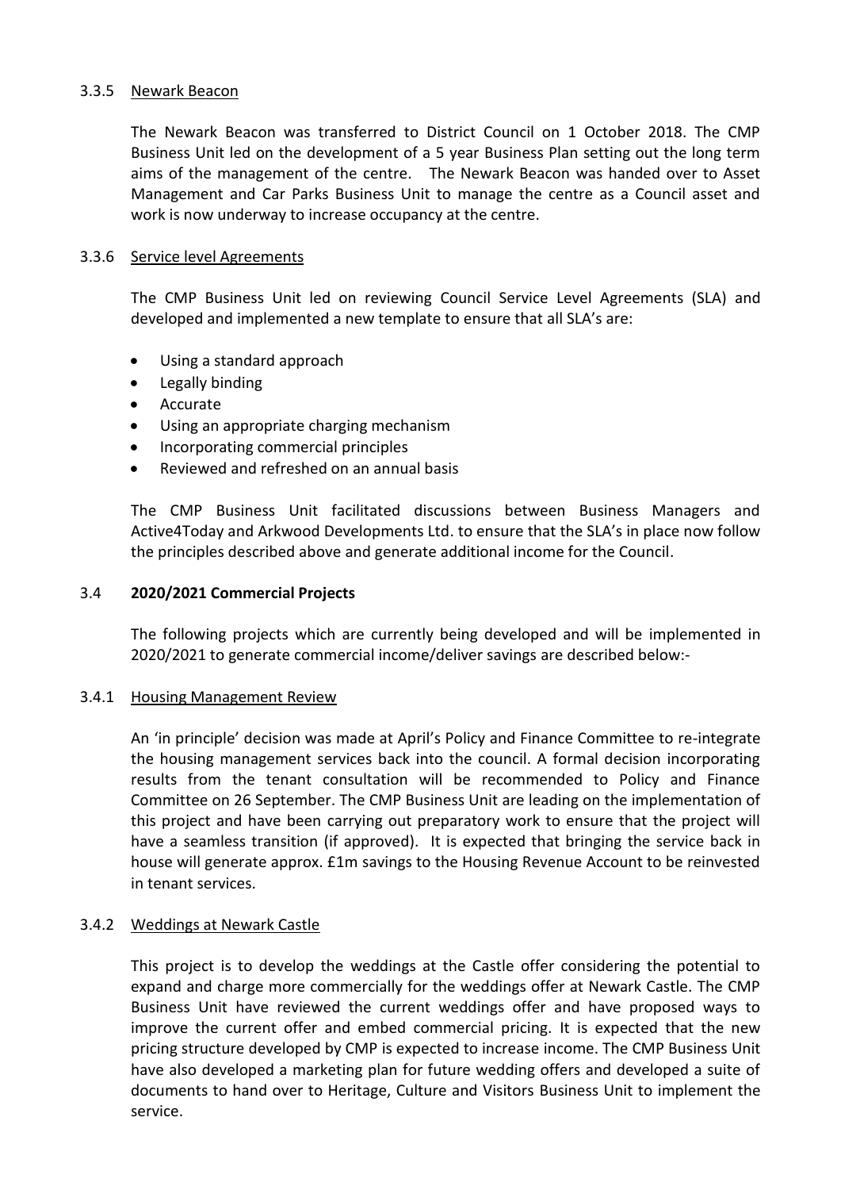### 3.3.5 Newark Beacon

The Newark Beacon was transferred to District Council on 1 October 2018. The CMP Business Unit led on the development of a 5 year Business Plan setting out the long term aims of the management of the centre. The Newark Beacon was handed over to Asset Management and Car Parks Business Unit to manage the centre as a Council asset and work is now underway to increase occupancy at the centre.

### 3.3.6 Service level Agreements

The CMP Business Unit led on reviewing Council Service Level Agreements (SLA) and developed and implemented a new template to ensure that all SLA's are:

- Using a standard approach
- Legally binding
- Accurate
- Using an appropriate charging mechanism
- Incorporating commercial principles
- Reviewed and refreshed on an annual basis

The CMP Business Unit facilitated discussions between Business Managers and Active4Today and Arkwood Developments Ltd. to ensure that the SLA's in place now follow the principles described above and generate additional income for the Council.

## 3.4 **2020/2021 Commercial Projects**

The following projects which are currently being developed and will be implemented in 2020/2021 to generate commercial income/deliver savings are described below:-

### 3.4.1 Housing Management Review

An 'in principle' decision was made at April's Policy and Finance Committee to re-integrate the housing management services back into the council. A formal decision incorporating results from the tenant consultation will be recommended to Policy and Finance Committee on 26 September. The CMP Business Unit are leading on the implementation of this project and have been carrying out preparatory work to ensure that the project will have a seamless transition (if approved). It is expected that bringing the service back in house will generate approx. £1m savings to the Housing Revenue Account to be reinvested in tenant services.

### 3.4.2 Weddings at Newark Castle

This project is to develop the weddings at the Castle offer considering the potential to expand and charge more commercially for the weddings offer at Newark Castle. The CMP Business Unit have reviewed the current weddings offer and have proposed ways to improve the current offer and embed commercial pricing. It is expected that the new pricing structure developed by CMP is expected to increase income. The CMP Business Unit have also developed a marketing plan for future wedding offers and developed a suite of documents to hand over to Heritage, Culture and Visitors Business Unit to implement the service.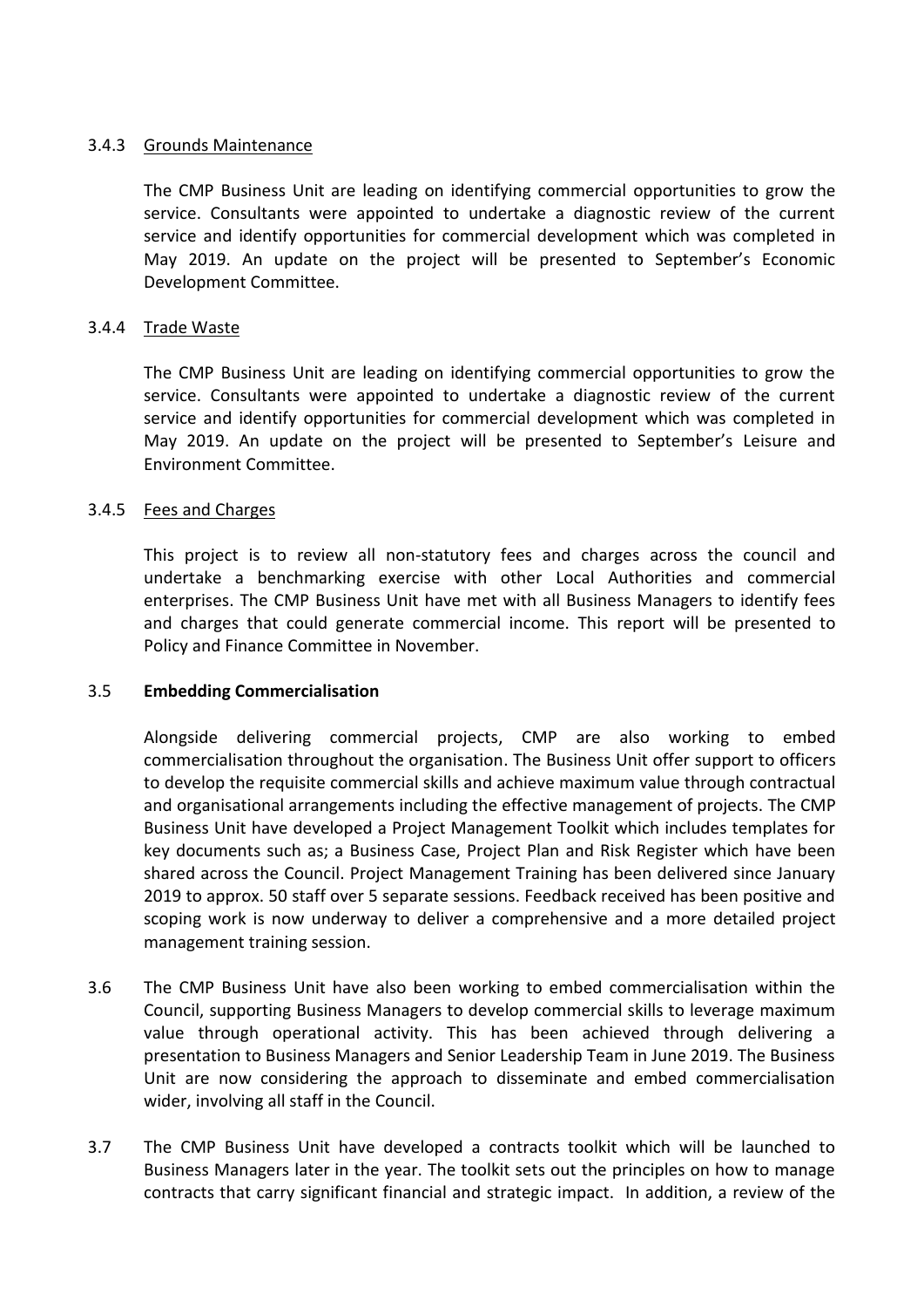3.4.3 <u>Grounds Maintenance</u>

The CMP Business Unit are leading on identifying commercial opportunities to grow the service. Consultants were appointed to undertake a diagnostic review of the current service and identify opportunities for commercial development which was completed in May 2019. An update on the project will be presented to September's Economic Development Committee.

3.4.4 <u>Trade Waste</u>

The CMP Business Unit are leading on identifying commercial opportunities to grow the service. Consultants were appointed to undertake a diagnostic review of the current service and identify opportunities for commercial development which was completed in May 2019. An update on the project will be presented to September's Leisure and Environment Committee.

3.4.5 <u>Fees and Charges</u>

This project is to review all non-statutory fees and charges across the council and undertake a benchmarking exercise with other Local Authorities and commercial enterprises. The CMP Business Unit have met with all Business Managers to identify fees and charges that could generate commercial income. This report will be presented to Policy and Finance Committee in November.

3.5 **Embedding Commercialisation**

Alongside delivering commercial projects, CMP are also working to embed commercialisation throughout the organisation. The Business Unit offer support to officers to develop the requisite commercial skills and achieve maximum value through contractual and organisational arrangements including the effective management of projects. The CMP Business Unit have developed a Project Management Toolkit which includes templates for key documents such as; a Business Case, Project Plan and Risk Register which have been shared across the Council. Project Management Training has been delivered since January 2019 to approx. 50 staff over 5 separate sessions. Feedback received has been positive and scoping work is now underway to deliver a comprehensive and a more detailed project management training session.

3.6 The CMP Business Unit have also been working to embed commercialisation within the Council, supporting Business Managers to develop commercial skills to leverage maximum value through operational activity. This has been achieved through delivering a presentation to Business Managers and Senior Leadership Team in June 2019. The Business Unit are now considering the approach to disseminate and embed commercialisation wider, involving all staff in the Council.

3.7 The CMP Business Unit have developed a contracts toolkit which will be launched to Business Managers later in the year. The toolkit sets out the principles on how to manage contracts that carry significant financial and strategic impact. In addition, a review of the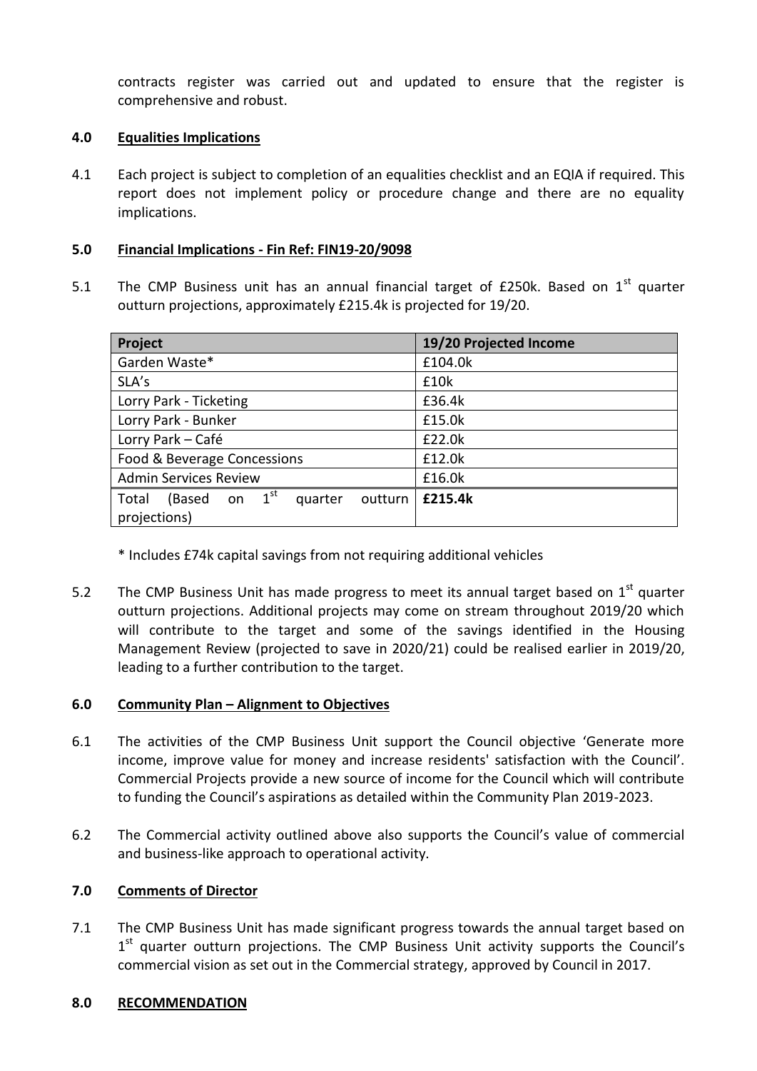contracts register was carried out and updated to ensure that the register is comprehensive and robust.

## 4.0 Equalities Implications

4.1 Each project is subject to completion of an equalities checklist and an EQIA if required. This report does not implement policy or procedure change and there are no equality implications.

## 5.0 Financial Implications - Fin Ref: FIN19-20/9098

5.1 The CMP Business unit has an annual financial target of £250k. Based on 1st quarter outturn projections, approximately £215.4k is projected for 19/20.

| Project | 19/20 Projected Income |
|---|---|
| Garden Waste* | £104.0k |
| SLA's | £10k |
| Lorry Park - Ticketing | £36.4k |
| Lorry Park - Bunker | £15.0k |
| Lorry Park – Café | £22.0k |
| Food & Beverage Concessions | £12.0k |
| Admin Services Review | £16.0k |
| Total (Based on 1st quarter outturn projections) | **£215.4k** |

\* Includes £74k capital savings from not requiring additional vehicles

5.2 The CMP Business Unit has made progress to meet its annual target based on 1st quarter outturn projections. Additional projects may come on stream throughout 2019/20 which will contribute to the target and some of the savings identified in the Housing Management Review (projected to save in 2020/21) could be realised earlier in 2019/20, leading to a further contribution to the target.

## 6.0 Community Plan – Alignment to Objectives

6.1 The activities of the CMP Business Unit support the Council objective 'Generate more income, improve value for money and increase residents' satisfaction with the Council'. Commercial Projects provide a new source of income for the Council which will contribute to funding the Council's aspirations as detailed within the Community Plan 2019-2023.

6.2 The Commercial activity outlined above also supports the Council's value of commercial and business-like approach to operational activity.

## 7.0 Comments of Director

7.1 The CMP Business Unit has made significant progress towards the annual target based on 1st quarter outturn projections. The CMP Business Unit activity supports the Council's commercial vision as set out in the Commercial strategy, approved by Council in 2017.

## 8.0 RECOMMENDATION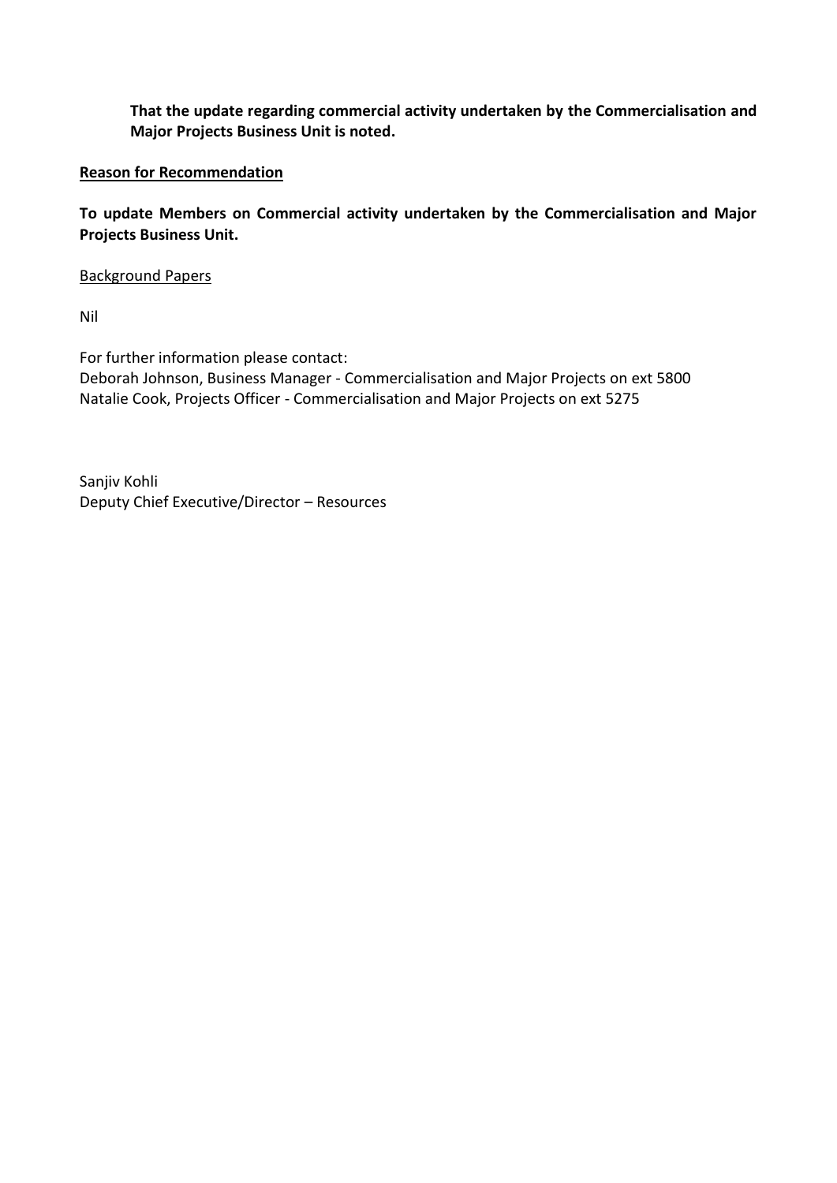**That the update regarding commercial activity undertaken by the Commercialisation and Major Projects Business Unit is noted.**

**Reason for Recommendation**

**To update Members on Commercial activity undertaken by the Commercialisation and Major Projects Business Unit.**

Background Papers

Nil

For further information please contact:
Deborah Johnson, Business Manager - Commercialisation and Major Projects on ext 5800
Natalie Cook, Projects Officer - Commercialisation and Major Projects on ext 5275

Sanjiv Kohli
Deputy Chief Executive/Director – Resources